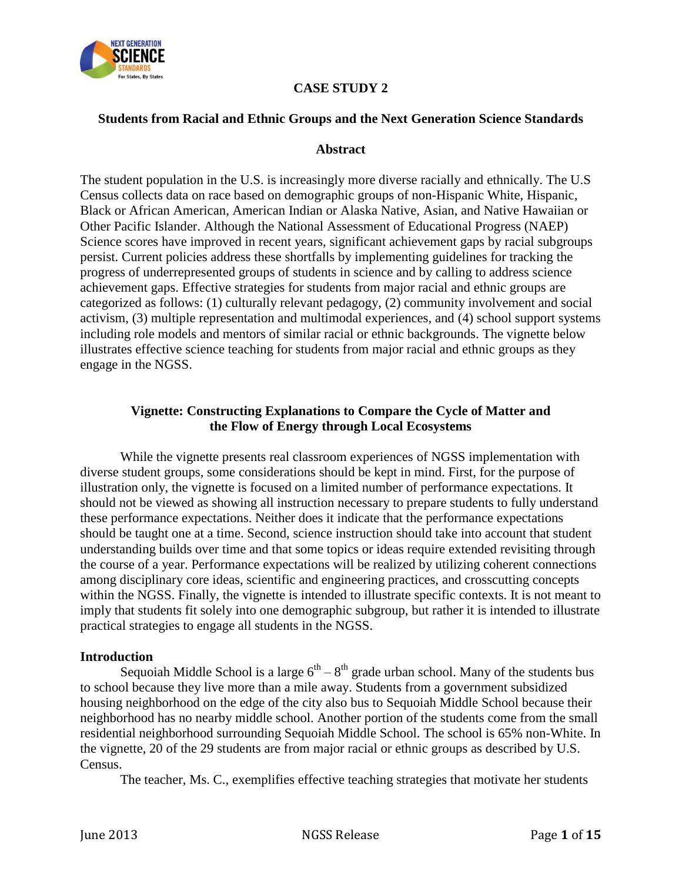# CASE STUDY 2

## Students from Racial and Ethnic Groups and the Next Generation Science Standards

### Abstract

The student population in the U.S. is increasingly more diverse racially and ethnically. The U.S Census collects data on race based on demographic groups of non-Hispanic White, Hispanic, Black or African American, American Indian or Alaska Native, Asian, and Native Hawaiian or Other Pacific Islander. Although the National Assessment of Educational Progress (NAEP) Science scores have improved in recent years, significant achievement gaps by racial subgroups persist. Current policies address these shortfalls by implementing guidelines for tracking the progress of underrepresented groups of students in science and by calling to address science achievement gaps. Effective strategies for students from major racial and ethnic groups are categorized as follows: (1) culturally relevant pedagogy, (2) community involvement and social activism, (3) multiple representation and multimodal experiences, and (4) school support systems including role models and mentors of similar racial or ethnic backgrounds. The vignette below illustrates effective science teaching for students from major racial and ethnic groups as they engage in the NGSS.

### Vignette: Constructing Explanations to Compare the Cycle of Matter and the Flow of Energy through Local Ecosystems

While the vignette presents real classroom experiences of NGSS implementation with diverse student groups, some considerations should be kept in mind. First, for the purpose of illustration only, the vignette is focused on a limited number of performance expectations. It should not be viewed as showing all instruction necessary to prepare students to fully understand these performance expectations. Neither does it indicate that the performance expectations should be taught one at a time. Second, science instruction should take into account that student understanding builds over time and that some topics or ideas require extended revisiting through the course of a year. Performance expectations will be realized by utilizing coherent connections among disciplinary core ideas, scientific and engineering practices, and crosscutting concepts within the NGSS. Finally, the vignette is intended to illustrate specific contexts. It is not meant to imply that students fit solely into one demographic subgroup, but rather it is intended to illustrate practical strategies to engage all students in the NGSS.

**Introduction**

Sequoiah Middle School is a large 6th – 8th grade urban school. Many of the students bus to school because they live more than a mile away. Students from a government subsidized housing neighborhood on the edge of the city also bus to Sequoiah Middle School because their neighborhood has no nearby middle school. Another portion of the students come from the small residential neighborhood surrounding Sequoiah Middle School. The school is 65% non-White. In the vignette, 20 of the 29 students are from major racial or ethnic groups as described by U.S. Census.

The teacher, Ms. C., exemplifies effective teaching strategies that motivate her students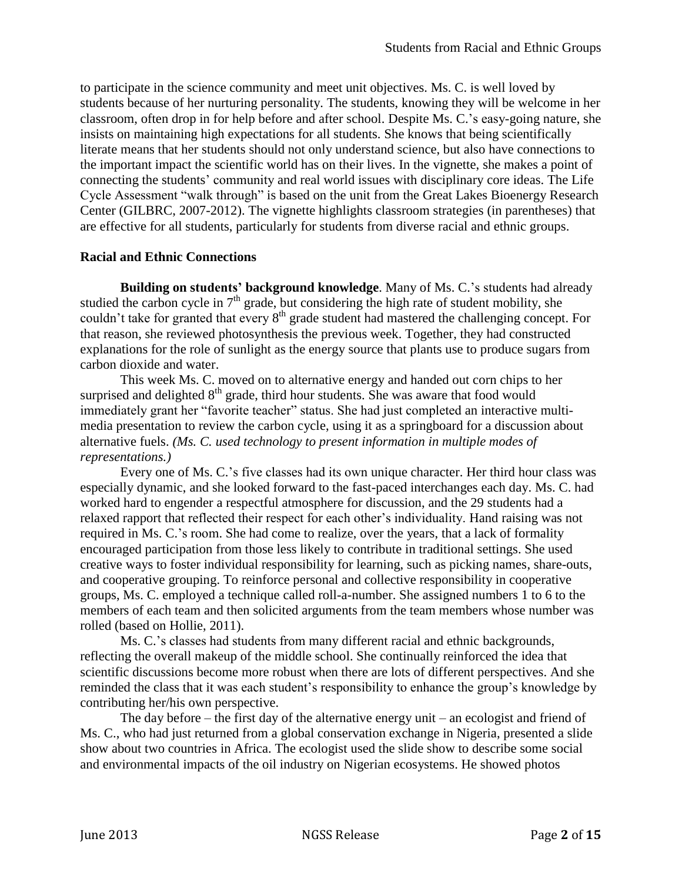to participate in the science community and meet unit objectives. Ms. C. is well loved by students because of her nurturing personality. The students, knowing they will be welcome in her classroom, often drop in for help before and after school. Despite Ms. C.'s easy-going nature, she insists on maintaining high expectations for all students. She knows that being scientifically literate means that her students should not only understand science, but also have connections to the important impact the scientific world has on their lives. In the vignette, she makes a point of connecting the students' community and real world issues with disciplinary core ideas. The Life Cycle Assessment "walk through" is based on the unit from the Great Lakes Bioenergy Research Center (GILBRC, 2007-2012). The vignette highlights classroom strategies (in parentheses) that are effective for all students, particularly for students from diverse racial and ethnic groups.

**Racial and Ethnic Connections**

**Building on students' background knowledge**. Many of Ms. C.'s students had already studied the carbon cycle in 7th grade, but considering the high rate of student mobility, she couldn't take for granted that every 8th grade student had mastered the challenging concept. For that reason, she reviewed photosynthesis the previous week. Together, they had constructed explanations for the role of sunlight as the energy source that plants use to produce sugars from carbon dioxide and water.

This week Ms. C. moved on to alternative energy and handed out corn chips to her surprised and delighted 8th grade, third hour students. She was aware that food would immediately grant her "favorite teacher" status. She had just completed an interactive multi-media presentation to review the carbon cycle, using it as a springboard for a discussion about alternative fuels. *(Ms. C. used technology to present information in multiple modes of representations.)*

Every one of Ms. C.'s five classes had its own unique character. Her third hour class was especially dynamic, and she looked forward to the fast-paced interchanges each day. Ms. C. had worked hard to engender a respectful atmosphere for discussion, and the 29 students had a relaxed rapport that reflected their respect for each other's individuality. Hand raising was not required in Ms. C.'s room. She had come to realize, over the years, that a lack of formality encouraged participation from those less likely to contribute in traditional settings. She used creative ways to foster individual responsibility for learning, such as picking names, share-outs, and cooperative grouping. To reinforce personal and collective responsibility in cooperative groups, Ms. C. employed a technique called roll-a-number. She assigned numbers 1 to 6 to the members of each team and then solicited arguments from the team members whose number was rolled (based on Hollie, 2011).

Ms. C.'s classes had students from many different racial and ethnic backgrounds, reflecting the overall makeup of the middle school. She continually reinforced the idea that scientific discussions become more robust when there are lots of different perspectives. And she reminded the class that it was each student's responsibility to enhance the group's knowledge by contributing her/his own perspective.

The day before – the first day of the alternative energy unit – an ecologist and friend of Ms. C., who had just returned from a global conservation exchange in Nigeria, presented a slide show about two countries in Africa. The ecologist used the slide show to describe some social and environmental impacts of the oil industry on Nigerian ecosystems. He showed photos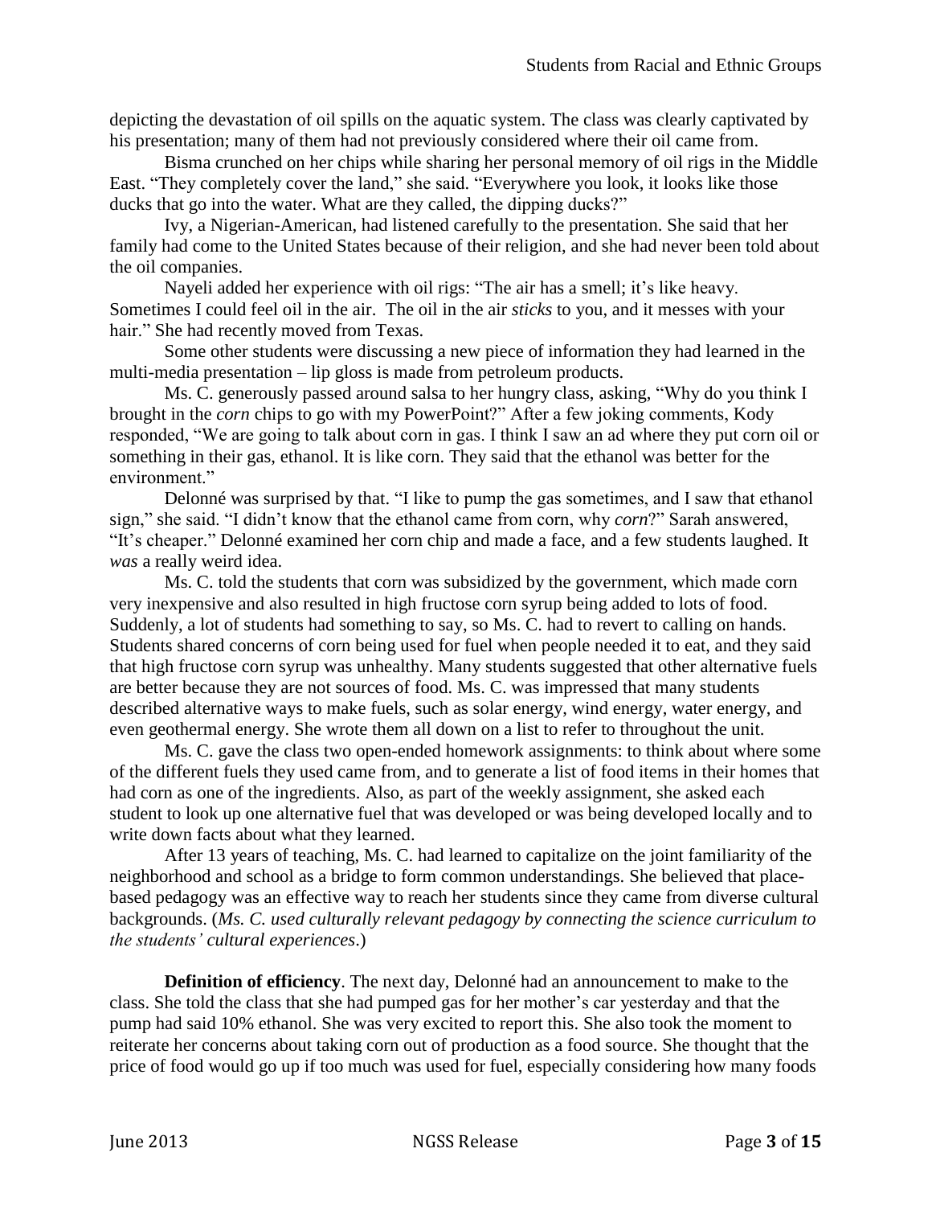depicting the devastation of oil spills on the aquatic system. The class was clearly captivated by his presentation; many of them had not previously considered where their oil came from.

Bisma crunched on her chips while sharing her personal memory of oil rigs in the Middle East. "They completely cover the land," she said. "Everywhere you look, it looks like those ducks that go into the water. What are they called, the dipping ducks?"

Ivy, a Nigerian-American, had listened carefully to the presentation. She said that her family had come to the United States because of their religion, and she had never been told about the oil companies.

Nayeli added her experience with oil rigs: "The air has a smell; it's like heavy. Sometimes I could feel oil in the air. The oil in the air *sticks* to you, and it messes with your hair." She had recently moved from Texas.

Some other students were discussing a new piece of information they had learned in the multi-media presentation – lip gloss is made from petroleum products.

Ms. C. generously passed around salsa to her hungry class, asking, "Why do you think I brought in the *corn* chips to go with my PowerPoint?" After a few joking comments, Kody responded, "We are going to talk about corn in gas. I think I saw an ad where they put corn oil or something in their gas, ethanol. It is like corn. They said that the ethanol was better for the environment."

Delonné was surprised by that. "I like to pump the gas sometimes, and I saw that ethanol sign," she said. "I didn't know that the ethanol came from corn, why *corn*?" Sarah answered, "It's cheaper." Delonné examined her corn chip and made a face, and a few students laughed. It *was* a really weird idea.

Ms. C. told the students that corn was subsidized by the government, which made corn very inexpensive and also resulted in high fructose corn syrup being added to lots of food. Suddenly, a lot of students had something to say, so Ms. C. had to revert to calling on hands. Students shared concerns of corn being used for fuel when people needed it to eat, and they said that high fructose corn syrup was unhealthy. Many students suggested that other alternative fuels are better because they are not sources of food. Ms. C. was impressed that many students described alternative ways to make fuels, such as solar energy, wind energy, water energy, and even geothermal energy. She wrote them all down on a list to refer to throughout the unit.

Ms. C. gave the class two open-ended homework assignments: to think about where some of the different fuels they used came from, and to generate a list of food items in their homes that had corn as one of the ingredients. Also, as part of the weekly assignment, she asked each student to look up one alternative fuel that was developed or was being developed locally and to write down facts about what they learned.

After 13 years of teaching, Ms. C. had learned to capitalize on the joint familiarity of the neighborhood and school as a bridge to form common understandings. She believed that place-based pedagogy was an effective way to reach her students since they came from diverse cultural backgrounds. (*Ms. C. used culturally relevant pedagogy by connecting the science curriculum to the students' cultural experiences*.)

**Definition of efficiency**. The next day, Delonné had an announcement to make to the class. She told the class that she had pumped gas for her mother's car yesterday and that the pump had said 10% ethanol. She was very excited to report this. She also took the moment to reiterate her concerns about taking corn out of production as a food source. She thought that the price of food would go up if too much was used for fuel, especially considering how many foods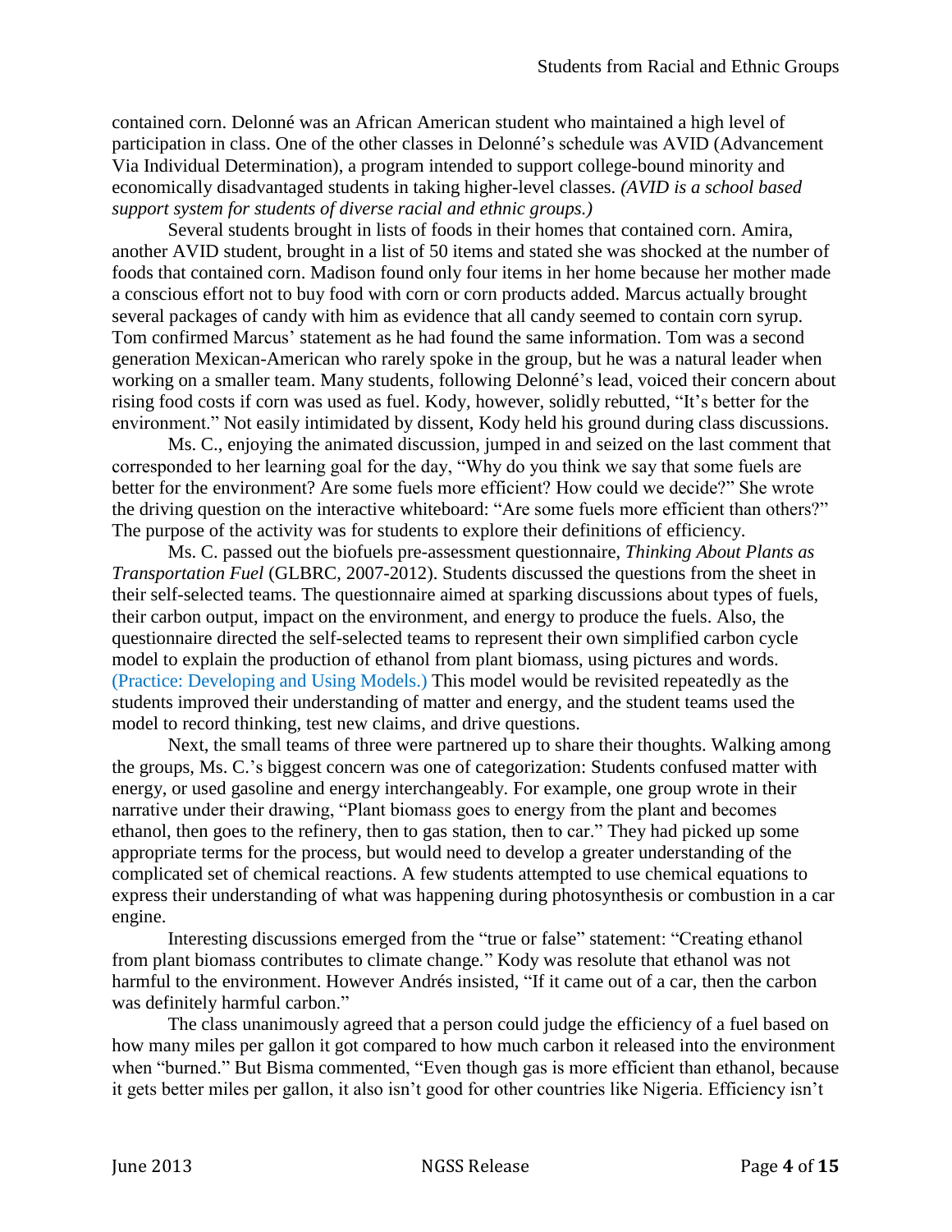contained corn. Delonné was an African American student who maintained a high level of participation in class. One of the other classes in Delonné's schedule was AVID (Advancement Via Individual Determination), a program intended to support college-bound minority and economically disadvantaged students in taking higher-level classes. *(AVID is a school based support system for students of diverse racial and ethnic groups.)*

Several students brought in lists of foods in their homes that contained corn. Amira, another AVID student, brought in a list of 50 items and stated she was shocked at the number of foods that contained corn. Madison found only four items in her home because her mother made a conscious effort not to buy food with corn or corn products added. Marcus actually brought several packages of candy with him as evidence that all candy seemed to contain corn syrup. Tom confirmed Marcus' statement as he had found the same information. Tom was a second generation Mexican-American who rarely spoke in the group, but he was a natural leader when working on a smaller team. Many students, following Delonné's lead, voiced their concern about rising food costs if corn was used as fuel. Kody, however, solidly rebutted, "It's better for the environment." Not easily intimidated by dissent, Kody held his ground during class discussions.

Ms. C., enjoying the animated discussion, jumped in and seized on the last comment that corresponded to her learning goal for the day, "Why do you think we say that some fuels are better for the environment? Are some fuels more efficient? How could we decide?" She wrote the driving question on the interactive whiteboard: "Are some fuels more efficient than others?" The purpose of the activity was for students to explore their definitions of efficiency.

Ms. C. passed out the biofuels pre-assessment questionnaire, *Thinking About Plants as Transportation Fuel* (GLBRC, 2007-2012). Students discussed the questions from the sheet in their self-selected teams. The questionnaire aimed at sparking discussions about types of fuels, their carbon output, impact on the environment, and energy to produce the fuels. Also, the questionnaire directed the self-selected teams to represent their own simplified carbon cycle model to explain the production of ethanol from plant biomass, using pictures and words. (Practice: Developing and Using Models.) This model would be revisited repeatedly as the students improved their understanding of matter and energy, and the student teams used the model to record thinking, test new claims, and drive questions.

Next, the small teams of three were partnered up to share their thoughts. Walking among the groups, Ms. C.'s biggest concern was one of categorization: Students confused matter with energy, or used gasoline and energy interchangeably. For example, one group wrote in their narrative under their drawing, "Plant biomass goes to energy from the plant and becomes ethanol, then goes to the refinery, then to gas station, then to car." They had picked up some appropriate terms for the process, but would need to develop a greater understanding of the complicated set of chemical reactions. A few students attempted to use chemical equations to express their understanding of what was happening during photosynthesis or combustion in a car engine.

Interesting discussions emerged from the "true or false" statement: "Creating ethanol from plant biomass contributes to climate change." Kody was resolute that ethanol was not harmful to the environment. However Andrés insisted, "If it came out of a car, then the carbon was definitely harmful carbon."

The class unanimously agreed that a person could judge the efficiency of a fuel based on how many miles per gallon it got compared to how much carbon it released into the environment when "burned." But Bisma commented, "Even though gas is more efficient than ethanol, because it gets better miles per gallon, it also isn't good for other countries like Nigeria. Efficiency isn't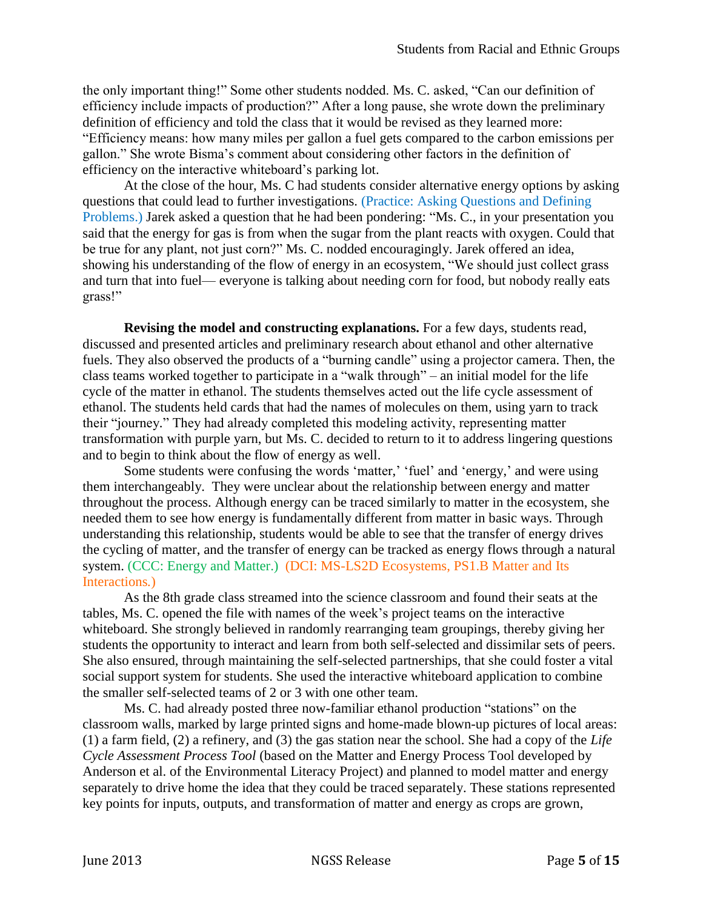the only important thing!" Some other students nodded. Ms. C. asked, "Can our definition of efficiency include impacts of production?" After a long pause, she wrote down the preliminary definition of efficiency and told the class that it would be revised as they learned more: "Efficiency means: how many miles per gallon a fuel gets compared to the carbon emissions per gallon." She wrote Bisma's comment about considering other factors in the definition of efficiency on the interactive whiteboard's parking lot.

At the close of the hour, Ms. C had students consider alternative energy options by asking questions that could lead to further investigations. (Practice: Asking Questions and Defining Problems.) Jarek asked a question that he had been pondering: "Ms. C., in your presentation you said that the energy for gas is from when the sugar from the plant reacts with oxygen. Could that be true for any plant, not just corn?" Ms. C. nodded encouragingly. Jarek offered an idea, showing his understanding of the flow of energy in an ecosystem, "We should just collect grass and turn that into fuel— everyone is talking about needing corn for food, but nobody really eats grass!"

**Revising the model and constructing explanations.** For a few days, students read, discussed and presented articles and preliminary research about ethanol and other alternative fuels. They also observed the products of a "burning candle" using a projector camera. Then, the class teams worked together to participate in a "walk through" – an initial model for the life cycle of the matter in ethanol. The students themselves acted out the life cycle assessment of ethanol. The students held cards that had the names of molecules on them, using yarn to track their "journey." They had already completed this modeling activity, representing matter transformation with purple yarn, but Ms. C. decided to return to it to address lingering questions and to begin to think about the flow of energy as well.

Some students were confusing the words 'matter,' 'fuel' and 'energy,' and were using them interchangeably. They were unclear about the relationship between energy and matter throughout the process. Although energy can be traced similarly to matter in the ecosystem, she needed them to see how energy is fundamentally different from matter in basic ways. Through understanding this relationship, students would be able to see that the transfer of energy drives the cycling of matter, and the transfer of energy can be tracked as energy flows through a natural system. (CCC: Energy and Matter.) (DCI: MS-LS2D Ecosystems, PS1.B Matter and Its Interactions.)

As the 8th grade class streamed into the science classroom and found their seats at the tables, Ms. C. opened the file with names of the week's project teams on the interactive whiteboard. She strongly believed in randomly rearranging team groupings, thereby giving her students the opportunity to interact and learn from both self-selected and dissimilar sets of peers. She also ensured, through maintaining the self-selected partnerships, that she could foster a vital social support system for students. She used the interactive whiteboard application to combine the smaller self-selected teams of 2 or 3 with one other team.

Ms. C. had already posted three now-familiar ethanol production "stations" on the classroom walls, marked by large printed signs and home-made blown-up pictures of local areas: (1) a farm field, (2) a refinery, and (3) the gas station near the school. She had a copy of the *Life Cycle Assessment Process Tool* (based on the Matter and Energy Process Tool developed by Anderson et al. of the Environmental Literacy Project) and planned to model matter and energy separately to drive home the idea that they could be traced separately. These stations represented key points for inputs, outputs, and transformation of matter and energy as crops are grown,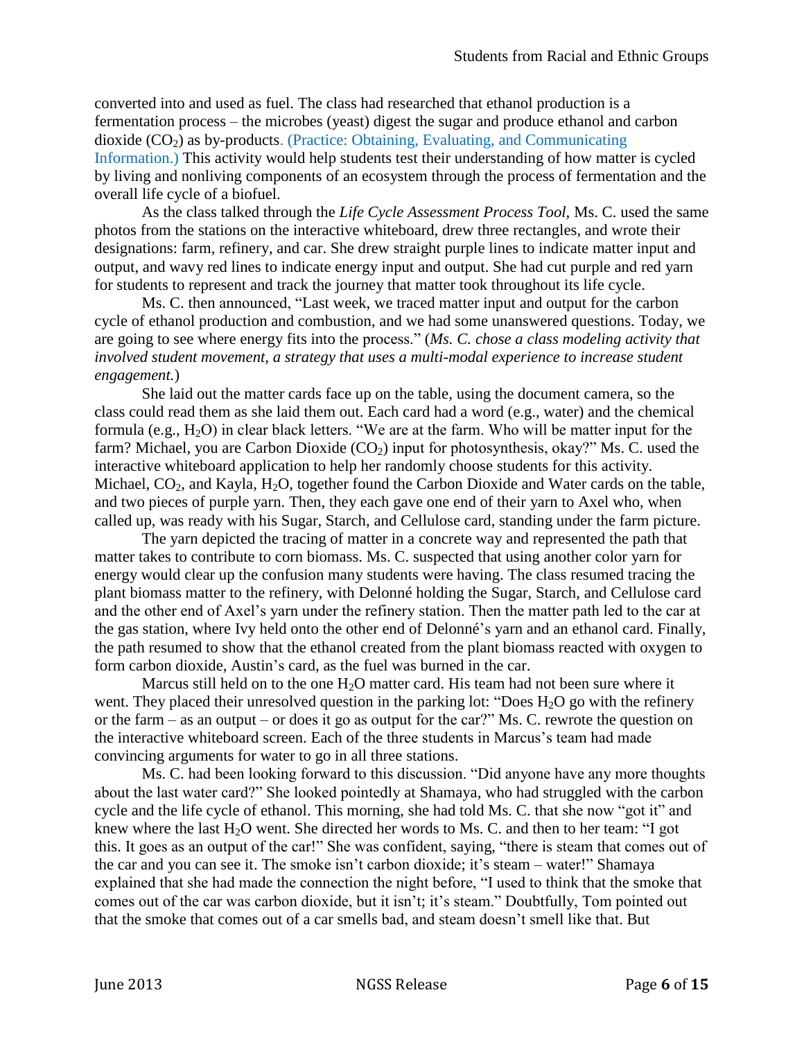converted into and used as fuel. The class had researched that ethanol production is a fermentation process – the microbes (yeast) digest the sugar and produce ethanol and carbon dioxide ($CO_2$) as by-products. (Practice: Obtaining, Evaluating, and Communicating Information.) This activity would help students test their understanding of how matter is cycled by living and nonliving components of an ecosystem through the process of fermentation and the overall life cycle of a biofuel.

As the class talked through the *Life Cycle Assessment Process Tool,* Ms. C. used the same photos from the stations on the interactive whiteboard, drew three rectangles, and wrote their designations: farm, refinery, and car. She drew straight purple lines to indicate matter input and output, and wavy red lines to indicate energy input and output. She had cut purple and red yarn for students to represent and track the journey that matter took throughout its life cycle.

Ms. C. then announced, "Last week, we traced matter input and output for the carbon cycle of ethanol production and combustion, and we had some unanswered questions. Today, we are going to see where energy fits into the process." (*Ms. C. chose a class modeling activity that involved student movement, a strategy that uses a multi-modal experience to increase student engagement.*)

She laid out the matter cards face up on the table, using the document camera, so the class could read them as she laid them out. Each card had a word (e.g., water) and the chemical formula (e.g., $H_2O$) in clear black letters. "We are at the farm. Who will be matter input for the farm? Michael, you are Carbon Dioxide ($CO_2$) input for photosynthesis, okay?" Ms. C. used the interactive whiteboard application to help her randomly choose students for this activity. Michael, $CO_2$, and Kayla, $H_2O$, together found the Carbon Dioxide and Water cards on the table, and two pieces of purple yarn. Then, they each gave one end of their yarn to Axel who, when called up, was ready with his Sugar, Starch, and Cellulose card, standing under the farm picture.

The yarn depicted the tracing of matter in a concrete way and represented the path that matter takes to contribute to corn biomass. Ms. C. suspected that using another color yarn for energy would clear up the confusion many students were having. The class resumed tracing the plant biomass matter to the refinery, with Delonné holding the Sugar, Starch, and Cellulose card and the other end of Axel's yarn under the refinery station. Then the matter path led to the car at the gas station, where Ivy held onto the other end of Delonné's yarn and an ethanol card. Finally, the path resumed to show that the ethanol created from the plant biomass reacted with oxygen to form carbon dioxide, Austin's card, as the fuel was burned in the car.

Marcus still held on to the one $H_2O$ matter card. His team had not been sure where it went. They placed their unresolved question in the parking lot: "Does $H_2O$ go with the refinery or the farm – as an output – or does it go as output for the car?" Ms. C. rewrote the question on the interactive whiteboard screen. Each of the three students in Marcus's team had made convincing arguments for water to go in all three stations.

Ms. C. had been looking forward to this discussion. "Did anyone have any more thoughts about the last water card?" She looked pointedly at Shamaya, who had struggled with the carbon cycle and the life cycle of ethanol. This morning, she had told Ms. C. that she now "got it" and knew where the last $H_2O$ went. She directed her words to Ms. C. and then to her team: "I got this. It goes as an output of the car!" She was confident, saying, "there is steam that comes out of the car and you can see it. The smoke isn't carbon dioxide; it's steam – water!" Shamaya explained that she had made the connection the night before, "I used to think that the smoke that comes out of the car was carbon dioxide, but it isn't; it's steam." Doubtfully, Tom pointed out that the smoke that comes out of a car smells bad, and steam doesn't smell like that. But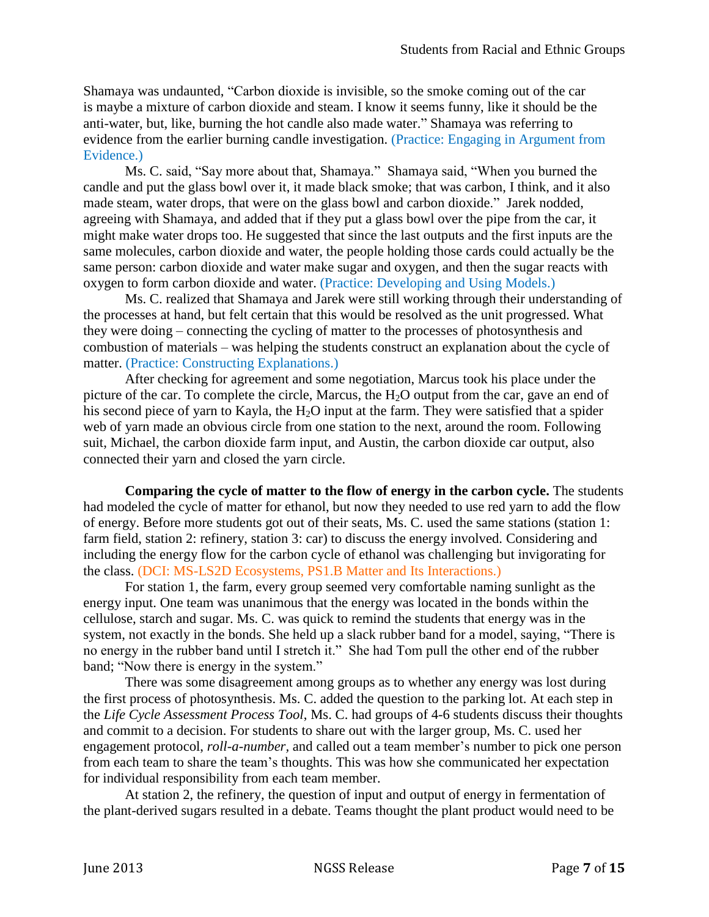Shamaya was undaunted, "Carbon dioxide is invisible, so the smoke coming out of the car is maybe a mixture of carbon dioxide and steam. I know it seems funny, like it should be the anti-water, but, like, burning the hot candle also made water." Shamaya was referring to evidence from the earlier burning candle investigation. (Practice: Engaging in Argument from Evidence.)

Ms. C. said, "Say more about that, Shamaya." Shamaya said, "When you burned the candle and put the glass bowl over it, it made black smoke; that was carbon, I think, and it also made steam, water drops, that were on the glass bowl and carbon dioxide." Jarek nodded, agreeing with Shamaya, and added that if they put a glass bowl over the pipe from the car, it might make water drops too. He suggested that since the last outputs and the first inputs are the same molecules, carbon dioxide and water, the people holding those cards could actually be the same person: carbon dioxide and water make sugar and oxygen, and then the sugar reacts with oxygen to form carbon dioxide and water. (Practice: Developing and Using Models.)

Ms. C. realized that Shamaya and Jarek were still working through their understanding of the processes at hand, but felt certain that this would be resolved as the unit progressed. What they were doing – connecting the cycling of matter to the processes of photosynthesis and combustion of materials – was helping the students construct an explanation about the cycle of matter. (Practice: Constructing Explanations.)

After checking for agreement and some negotiation, Marcus took his place under the picture of the car. To complete the circle, Marcus, the $H_2O$ output from the car, gave an end of his second piece of yarn to Kayla, the $H_2O$ input at the farm. They were satisfied that a spider web of yarn made an obvious circle from one station to the next, around the room. Following suit, Michael, the carbon dioxide farm input, and Austin, the carbon dioxide car output, also connected their yarn and closed the yarn circle.

**Comparing the cycle of matter to the flow of energy in the carbon cycle.** The students had modeled the cycle of matter for ethanol, but now they needed to use red yarn to add the flow of energy. Before more students got out of their seats, Ms. C. used the same stations (station 1: farm field, station 2: refinery, station 3: car) to discuss the energy involved. Considering and including the energy flow for the carbon cycle of ethanol was challenging but invigorating for the class. (DCI: MS-LS2D Ecosystems, PS1.B Matter and Its Interactions.)

For station 1, the farm, every group seemed very comfortable naming sunlight as the energy input. One team was unanimous that the energy was located in the bonds within the cellulose, starch and sugar. Ms. C. was quick to remind the students that energy was in the system, not exactly in the bonds. She held up a slack rubber band for a model, saying, "There is no energy in the rubber band until I stretch it." She had Tom pull the other end of the rubber band; "Now there is energy in the system."

There was some disagreement among groups as to whether any energy was lost during the first process of photosynthesis. Ms. C. added the question to the parking lot. At each step in the *Life Cycle Assessment Process Tool*, Ms. C. had groups of 4-6 students discuss their thoughts and commit to a decision. For students to share out with the larger group, Ms. C. used her engagement protocol, *roll-a-number*, and called out a team member's number to pick one person from each team to share the team's thoughts. This was how she communicated her expectation for individual responsibility from each team member.

At station 2, the refinery, the question of input and output of energy in fermentation of the plant-derived sugars resulted in a debate. Teams thought the plant product would need to be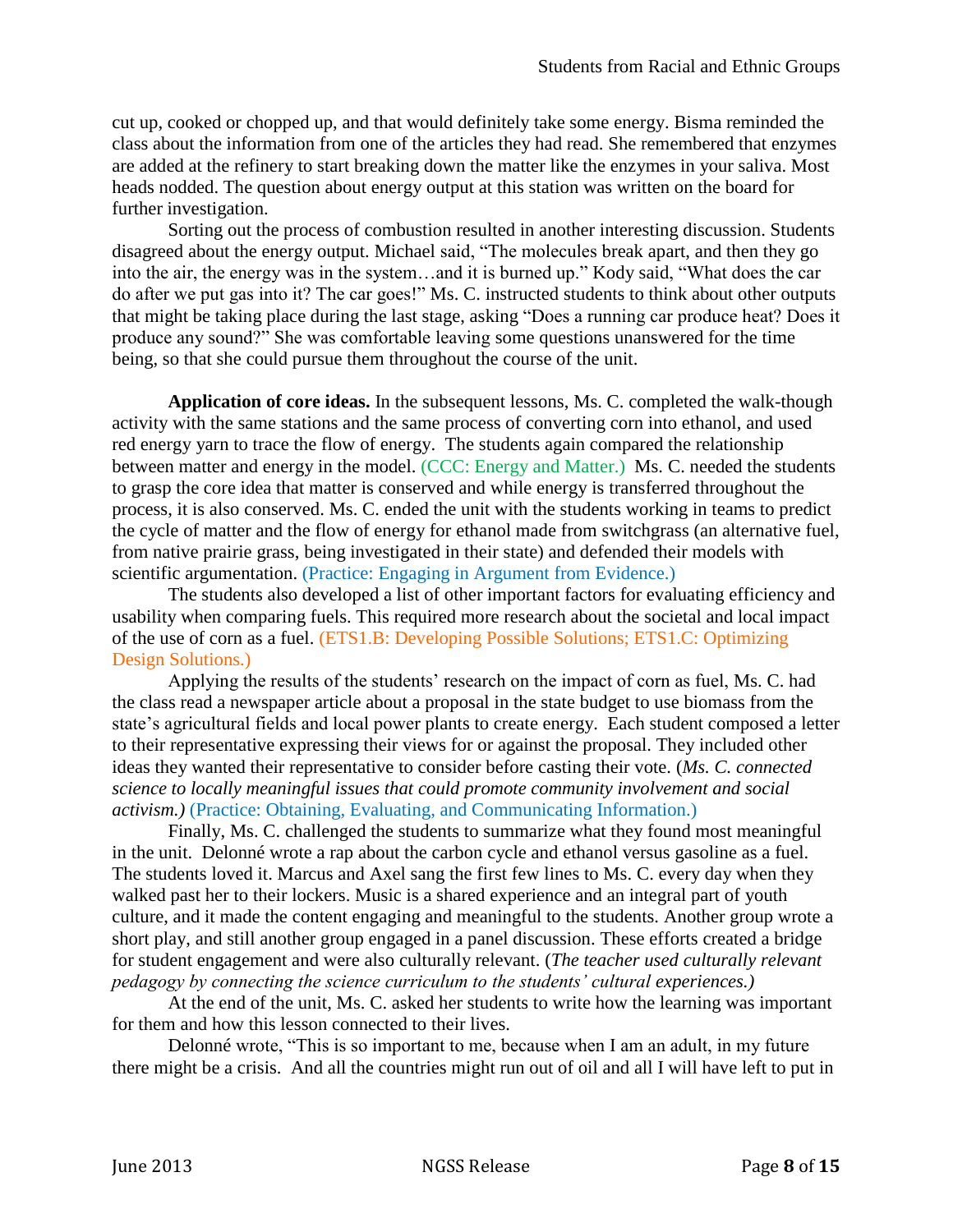cut up, cooked or chopped up, and that would definitely take some energy. Bisma reminded the class about the information from one of the articles they had read. She remembered that enzymes are added at the refinery to start breaking down the matter like the enzymes in your saliva. Most heads nodded. The question about energy output at this station was written on the board for further investigation.

Sorting out the process of combustion resulted in another interesting discussion. Students disagreed about the energy output. Michael said, "The molecules break apart, and then they go into the air, the energy was in the system…and it is burned up." Kody said, "What does the car do after we put gas into it? The car goes!" Ms. C. instructed students to think about other outputs that might be taking place during the last stage, asking "Does a running car produce heat? Does it produce any sound?" She was comfortable leaving some questions unanswered for the time being, so that she could pursue them throughout the course of the unit.

**Application of core ideas.** In the subsequent lessons, Ms. C. completed the walk-though activity with the same stations and the same process of converting corn into ethanol, and used red energy yarn to trace the flow of energy. The students again compared the relationship between matter and energy in the model. (CCC: Energy and Matter.) Ms. C. needed the students to grasp the core idea that matter is conserved and while energy is transferred throughout the process, it is also conserved. Ms. C. ended the unit with the students working in teams to predict the cycle of matter and the flow of energy for ethanol made from switchgrass (an alternative fuel, from native prairie grass, being investigated in their state) and defended their models with scientific argumentation. (Practice: Engaging in Argument from Evidence.)

The students also developed a list of other important factors for evaluating efficiency and usability when comparing fuels. This required more research about the societal and local impact of the use of corn as a fuel. (ETS1.B: Developing Possible Solutions; ETS1.C: Optimizing Design Solutions.)

Applying the results of the students' research on the impact of corn as fuel, Ms. C. had the class read a newspaper article about a proposal in the state budget to use biomass from the state's agricultural fields and local power plants to create energy. Each student composed a letter to their representative expressing their views for or against the proposal. They included other ideas they wanted their representative to consider before casting their vote. (*Ms. C. connected science to locally meaningful issues that could promote community involvement and social activism.)* (Practice: Obtaining, Evaluating, and Communicating Information.)

Finally, Ms. C. challenged the students to summarize what they found most meaningful in the unit. Delonné wrote a rap about the carbon cycle and ethanol versus gasoline as a fuel. The students loved it. Marcus and Axel sang the first few lines to Ms. C. every day when they walked past her to their lockers. Music is a shared experience and an integral part of youth culture, and it made the content engaging and meaningful to the students. Another group wrote a short play, and still another group engaged in a panel discussion. These efforts created a bridge for student engagement and were also culturally relevant. (*The teacher used culturally relevant pedagogy by connecting the science curriculum to the students' cultural experiences.)*

At the end of the unit, Ms. C. asked her students to write how the learning was important for them and how this lesson connected to their lives.

Delonné wrote, "This is so important to me, because when I am an adult, in my future there might be a crisis. And all the countries might run out of oil and all I will have left to put in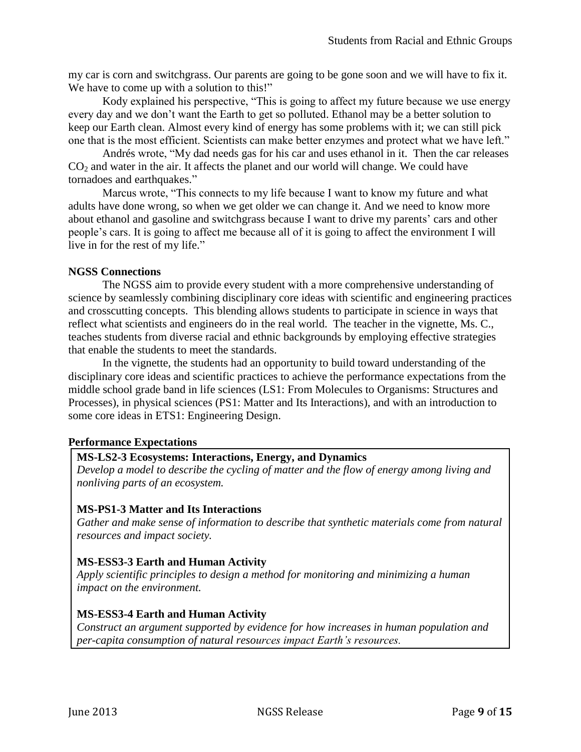my car is corn and switchgrass. Our parents are going to be gone soon and we will have to fix it. We have to come up with a solution to this!"

Kody explained his perspective, "This is going to affect my future because we use energy every day and we don't want the Earth to get so polluted. Ethanol may be a better solution to keep our Earth clean. Almost every kind of energy has some problems with it; we can still pick one that is the most efficient. Scientists can make better enzymes and protect what we have left."

Andrés wrote, "My dad needs gas for his car and uses ethanol in it. Then the car releases $CO_2$ and water in the air. It affects the planet and our world will change. We could have tornadoes and earthquakes."

Marcus wrote, "This connects to my life because I want to know my future and what adults have done wrong, so when we get older we can change it. And we need to know more about ethanol and gasoline and switchgrass because I want to drive my parents' cars and other people's cars. It is going to affect me because all of it is going to affect the environment I will live in for the rest of my life."

**NGSS Connections**

The NGSS aim to provide every student with a more comprehensive understanding of science by seamlessly combining disciplinary core ideas with scientific and engineering practices and crosscutting concepts. This blending allows students to participate in science in ways that reflect what scientists and engineers do in the real world. The teacher in the vignette, Ms. C., teaches students from diverse racial and ethnic backgrounds by employing effective strategies that enable the students to meet the standards.

In the vignette, the students had an opportunity to build toward understanding of the disciplinary core ideas and scientific practices to achieve the performance expectations from the middle school grade band in life sciences (LS1: From Molecules to Organisms: Structures and Processes), in physical sciences (PS1: Matter and Its Interactions), and with an introduction to some core ideas in ETS1: Engineering Design.

**Performance Expectations**

**MS-LS2-3 Ecosystems: Interactions, Energy, and Dynamics**
*Develop a model to describe the cycling of matter and the flow of energy among living and nonliving parts of an ecosystem.*

**MS-PS1-3 Matter and Its Interactions**
*Gather and make sense of information to describe that synthetic materials come from natural resources and impact society.*

**MS-ESS3-3 Earth and Human Activity**
*Apply scientific principles to design a method for monitoring and minimizing a human impact on the environment.*

**MS-ESS3-4 Earth and Human Activity**
*Construct an argument supported by evidence for how increases in human population and per-capita consumption of natural resources impact Earth's resources.*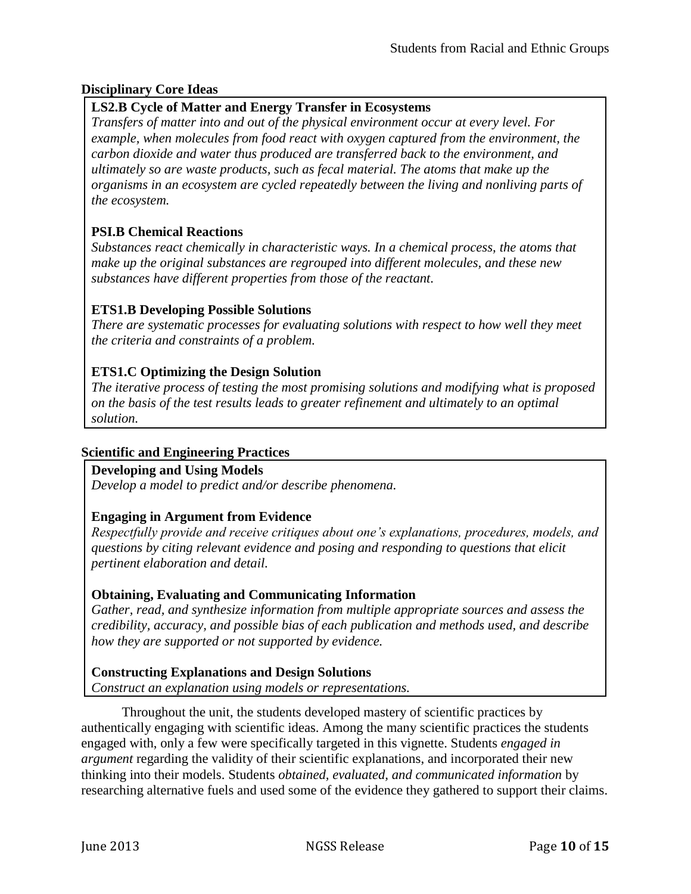**Disciplinary Core Ideas**

**LS2.B Cycle of Matter and Energy Transfer in Ecosystems**
*Transfers of matter into and out of the physical environment occur at every level. For example, when molecules from food react with oxygen captured from the environment, the carbon dioxide and water thus produced are transferred back to the environment, and ultimately so are waste products, such as fecal material. The atoms that make up the organisms in an ecosystem are cycled repeatedly between the living and nonliving parts of the ecosystem.*

**PSI.B Chemical Reactions**
*Substances react chemically in characteristic ways. In a chemical process, the atoms that make up the original substances are regrouped into different molecules, and these new substances have different properties from those of the reactant.*

**ETS1.B Developing Possible Solutions**
*There are systematic processes for evaluating solutions with respect to how well they meet the criteria and constraints of a problem.*

**ETS1.C Optimizing the Design Solution**
*The iterative process of testing the most promising solutions and modifying what is proposed on the basis of the test results leads to greater refinement and ultimately to an optimal solution.*

**Scientific and Engineering Practices**

**Developing and Using Models**
*Develop a model to predict and/or describe phenomena.*

**Engaging in Argument from Evidence**
*Respectfully provide and receive critiques about one's explanations, procedures, models, and questions by citing relevant evidence and posing and responding to questions that elicit pertinent elaboration and detail.*

**Obtaining, Evaluating and Communicating Information**
*Gather, read, and synthesize information from multiple appropriate sources and assess the credibility, accuracy, and possible bias of each publication and methods used, and describe how they are supported or not supported by evidence.*

**Constructing Explanations and Design Solutions**
*Construct an explanation using models or representations.*

Throughout the unit, the students developed mastery of scientific practices by authentically engaging with scientific ideas. Among the many scientific practices the students engaged with, only a few were specifically targeted in this vignette. Students *engaged in argument* regarding the validity of their scientific explanations, and incorporated their new thinking into their models. Students *obtained, evaluated, and communicated information* by researching alternative fuels and used some of the evidence they gathered to support their claims.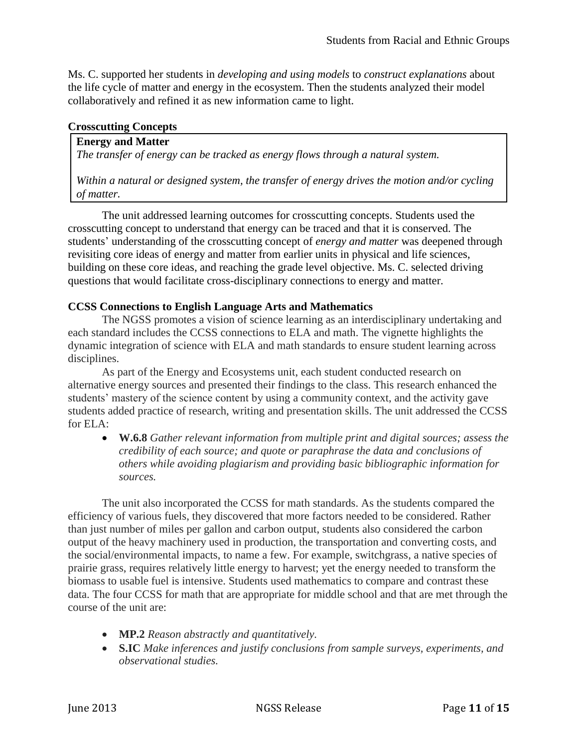Ms. C. supported her students in *developing and using models* to *construct explanations* about the life cycle of matter and energy in the ecosystem. Then the students analyzed their model collaboratively and refined it as new information came to light.

### Crosscutting Concepts

> **Energy and Matter**
> *The transfer of energy can be tracked as energy flows through a natural system.*
>
> *Within a natural or designed system, the transfer of energy drives the motion and/or cycling of matter.*

The unit addressed learning outcomes for crosscutting concepts. Students used the crosscutting concept to understand that energy can be traced and that it is conserved. The students' understanding of the crosscutting concept of *energy and matter* was deepened through revisiting core ideas of energy and matter from earlier units in physical and life sciences, building on these core ideas, and reaching the grade level objective. Ms. C. selected driving questions that would facilitate cross-disciplinary connections to energy and matter.

### CCSS Connections to English Language Arts and Mathematics

The NGSS promotes a vision of science learning as an interdisciplinary undertaking and each standard includes the CCSS connections to ELA and math. The vignette highlights the dynamic integration of science with ELA and math standards to ensure student learning across disciplines.

As part of the Energy and Ecosystems unit, each student conducted research on alternative energy sources and presented their findings to the class. This research enhanced the students' mastery of the science content by using a community context, and the activity gave students added practice of research, writing and presentation skills. The unit addressed the CCSS for ELA:

- **W.6.8** *Gather relevant information from multiple print and digital sources; assess the credibility of each source; and quote or paraphrase the data and conclusions of others while avoiding plagiarism and providing basic bibliographic information for sources.*

The unit also incorporated the CCSS for math standards. As the students compared the efficiency of various fuels, they discovered that more factors needed to be considered. Rather than just number of miles per gallon and carbon output, students also considered the carbon output of the heavy machinery used in production, the transportation and converting costs, and the social/environmental impacts, to name a few. For example, switchgrass, a native species of prairie grass, requires relatively little energy to harvest; yet the energy needed to transform the biomass to usable fuel is intensive. Students used mathematics to compare and contrast these data. The four CCSS for math that are appropriate for middle school and that are met through the course of the unit are:

- **MP.2** *Reason abstractly and quantitatively.*
- **S.IC** *Make inferences and justify conclusions from sample surveys, experiments, and observational studies.*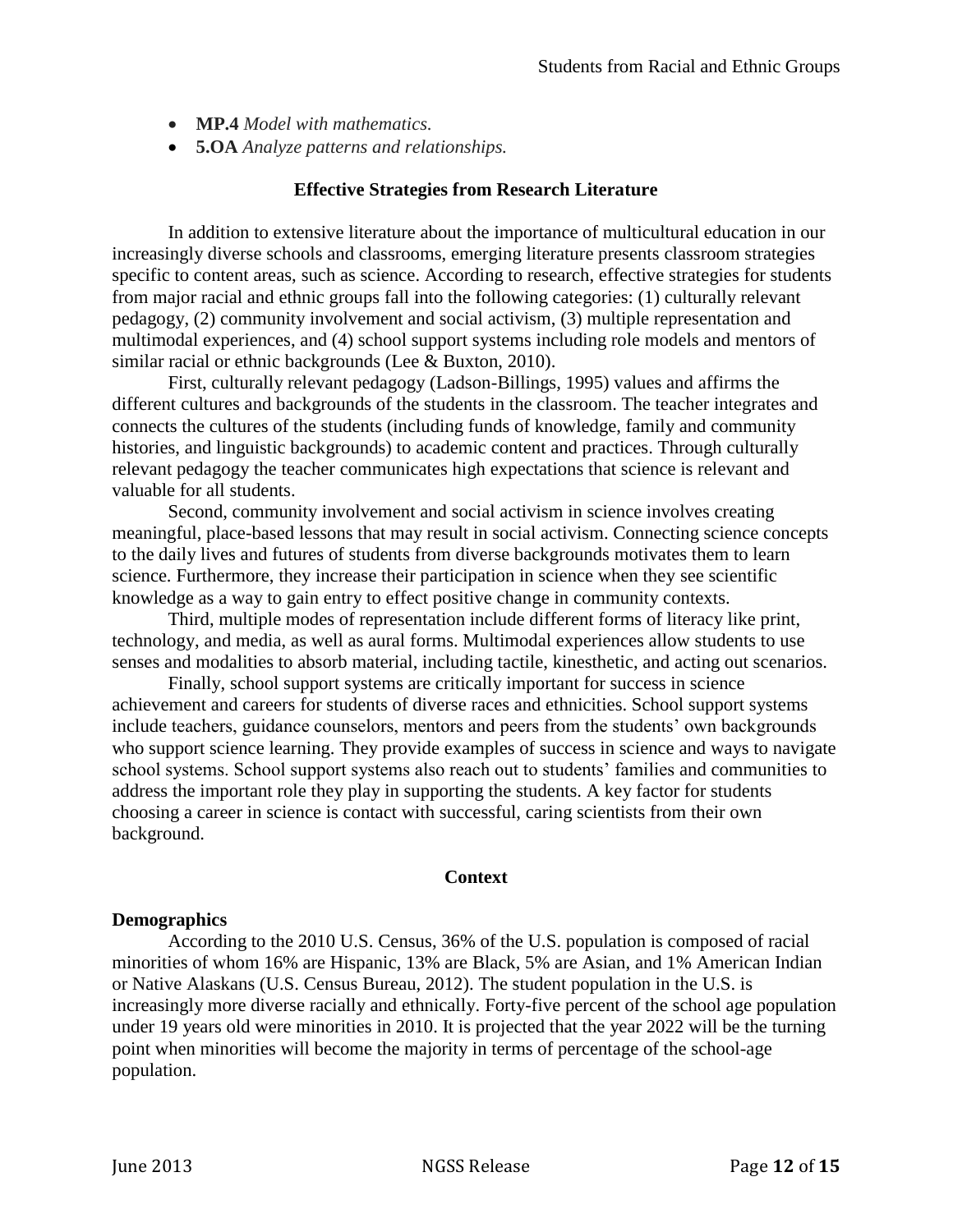- **MP.4** *Model with mathematics.*
- **5.OA** *Analyze patterns and relationships.*

## Effective Strategies from Research Literature

In addition to extensive literature about the importance of multicultural education in our increasingly diverse schools and classrooms, emerging literature presents classroom strategies specific to content areas, such as science. According to research, effective strategies for students from major racial and ethnic groups fall into the following categories: (1) culturally relevant pedagogy, (2) community involvement and social activism, (3) multiple representation and multimodal experiences, and (4) school support systems including role models and mentors of similar racial or ethnic backgrounds (Lee & Buxton, 2010).

First, culturally relevant pedagogy (Ladson-Billings, 1995) values and affirms the different cultures and backgrounds of the students in the classroom. The teacher integrates and connects the cultures of the students (including funds of knowledge, family and community histories, and linguistic backgrounds) to academic content and practices. Through culturally relevant pedagogy the teacher communicates high expectations that science is relevant and valuable for all students.

Second, community involvement and social activism in science involves creating meaningful, place-based lessons that may result in social activism. Connecting science concepts to the daily lives and futures of students from diverse backgrounds motivates them to learn science. Furthermore, they increase their participation in science when they see scientific knowledge as a way to gain entry to effect positive change in community contexts.

Third, multiple modes of representation include different forms of literacy like print, technology, and media, as well as aural forms. Multimodal experiences allow students to use senses and modalities to absorb material, including tactile, kinesthetic, and acting out scenarios.

Finally, school support systems are critically important for success in science achievement and careers for students of diverse races and ethnicities. School support systems include teachers, guidance counselors, mentors and peers from the students' own backgrounds who support science learning. They provide examples of success in science and ways to navigate school systems. School support systems also reach out to students' families and communities to address the important role they play in supporting the students. A key factor for students choosing a career in science is contact with successful, caring scientists from their own background.

## Context

### Demographics

According to the 2010 U.S. Census, 36% of the U.S. population is composed of racial minorities of whom 16% are Hispanic, 13% are Black, 5% are Asian, and 1% American Indian or Native Alaskans (U.S. Census Bureau, 2012). The student population in the U.S. is increasingly more diverse racially and ethnically. Forty-five percent of the school age population under 19 years old were minorities in 2010. It is projected that the year 2022 will be the turning point when minorities will become the majority in terms of percentage of the school-age population.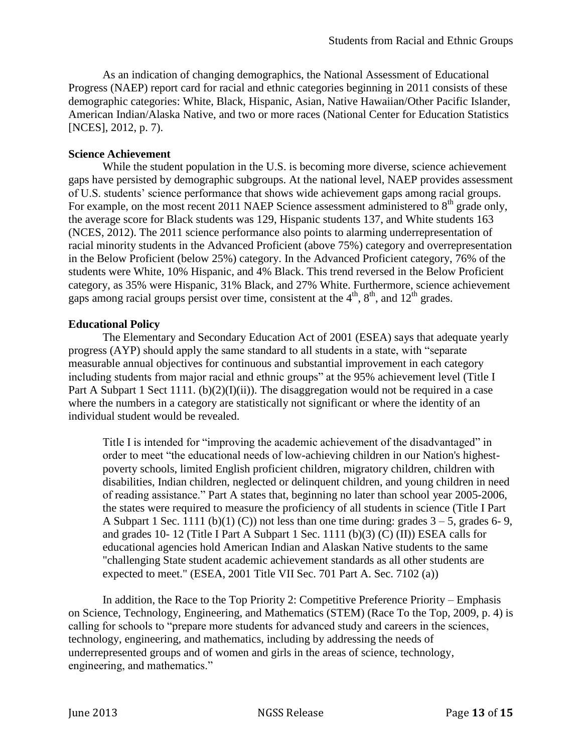As an indication of changing demographics, the National Assessment of Educational Progress (NAEP) report card for racial and ethnic categories beginning in 2011 consists of these demographic categories: White, Black, Hispanic, Asian, Native Hawaiian/Other Pacific Islander, American Indian/Alaska Native, and two or more races (National Center for Education Statistics [NCES], 2012, p. 7).

**Science Achievement**

While the student population in the U.S. is becoming more diverse, science achievement gaps have persisted by demographic subgroups. At the national level, NAEP provides assessment of U.S. students' science performance that shows wide achievement gaps among racial groups. For example, on the most recent 2011 NAEP Science assessment administered to 8th grade only, the average score for Black students was 129, Hispanic students 137, and White students 163 (NCES, 2012). The 2011 science performance also points to alarming underrepresentation of racial minority students in the Advanced Proficient (above 75%) category and overrepresentation in the Below Proficient (below 25%) category. In the Advanced Proficient category, 76% of the students were White, 10% Hispanic, and 4% Black. This trend reversed in the Below Proficient category, as 35% were Hispanic, 31% Black, and 27% White. Furthermore, science achievement gaps among racial groups persist over time, consistent at the 4th, 8th, and 12th grades.

**Educational Policy**

The Elementary and Secondary Education Act of 2001 (ESEA) says that adequate yearly progress (AYP) should apply the same standard to all students in a state, with "separate measurable annual objectives for continuous and substantial improvement in each category including students from major racial and ethnic groups" at the 95% achievement level (Title I Part A Subpart 1 Sect 1111. (b)(2)(I)(ii)). The disaggregation would not be required in a case where the numbers in a category are statistically not significant or where the identity of an individual student would be revealed.

> Title I is intended for "improving the academic achievement of the disadvantaged" in order to meet "the educational needs of low-achieving children in our Nation's highest-poverty schools, limited English proficient children, migratory children, children with disabilities, Indian children, neglected or delinquent children, and young children in need of reading assistance." Part A states that, beginning no later than school year 2005-2006, the states were required to measure the proficiency of all students in science (Title I Part A Subpart 1 Sec. 1111 (b)(1) (C)) not less than one time during: grades 3 – 5, grades 6- 9, and grades 10- 12 (Title I Part A Subpart 1 Sec. 1111 (b)(3) (C) (II)) ESEA calls for educational agencies hold American Indian and Alaskan Native students to the same "challenging State student academic achievement standards as all other students are expected to meet." (ESEA, 2001 Title VII Sec. 701 Part A. Sec. 7102 (a))

In addition, the Race to the Top Priority 2: Competitive Preference Priority – Emphasis on Science, Technology, Engineering, and Mathematics (STEM) (Race To the Top, 2009, p. 4) is calling for schools to "prepare more students for advanced study and careers in the sciences, technology, engineering, and mathematics, including by addressing the needs of underrepresented groups and of women and girls in the areas of science, technology, engineering, and mathematics."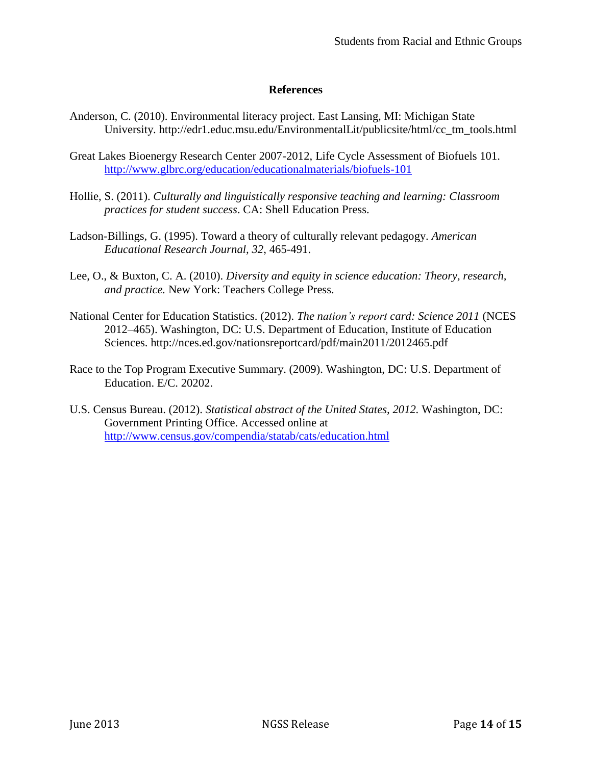## References

Anderson, C. (2010). Environmental literacy project. East Lansing, MI: Michigan State University. http://edr1.educ.msu.edu/EnvironmentalLit/publicsite/html/cc_tm_tools.html

Great Lakes Bioenergy Research Center 2007-2012, Life Cycle Assessment of Biofuels 101. http://www.glbrc.org/education/educationalmaterials/biofuels-101

Hollie, S. (2011). *Culturally and linguistically responsive teaching and learning: Classroom practices for student success*. CA: Shell Education Press.

Ladson-Billings, G. (1995). Toward a theory of culturally relevant pedagogy. *American Educational Research Journal, 32*, 465-491.

Lee, O., & Buxton, C. A. (2010). *Diversity and equity in science education: Theory, research, and practice.* New York: Teachers College Press.

National Center for Education Statistics. (2012). *The nation's report card: Science 2011* (NCES 2012–465). Washington, DC: U.S. Department of Education, Institute of Education Sciences. http://nces.ed.gov/nationsreportcard/pdf/main2011/2012465.pdf

Race to the Top Program Executive Summary. (2009). Washington, DC: U.S. Department of Education. E/C. 20202.

U.S. Census Bureau. (2012). *Statistical abstract of the United States, 2012.* Washington, DC: Government Printing Office. Accessed online at http://www.census.gov/compendia/statab/cats/education.html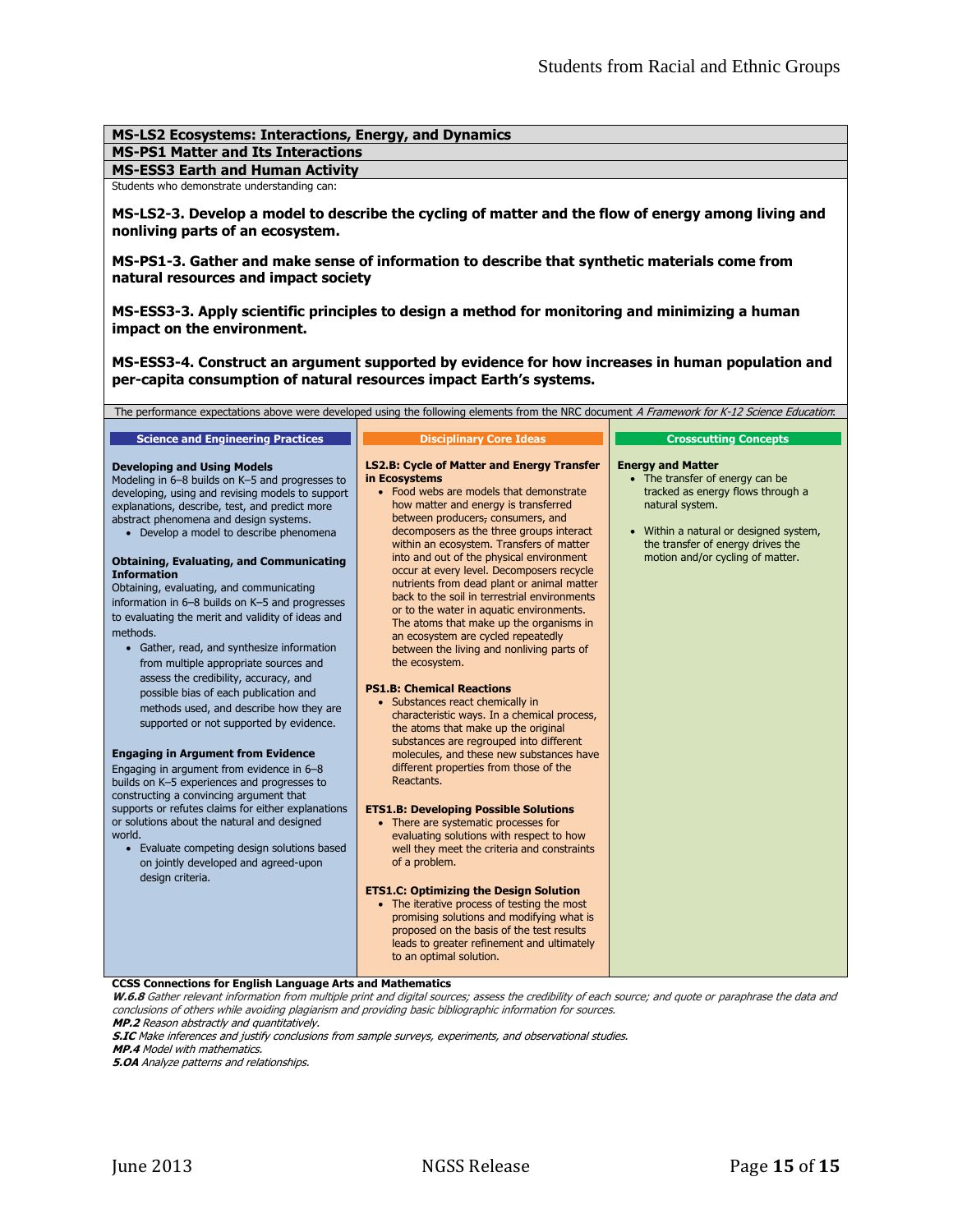**MS-LS2 Ecosystems: Interactions, Energy, and Dynamics**

**MS-PS1 Matter and Its Interactions**

**MS-ESS3 Earth and Human Activity**

Students who demonstrate understanding can:

**MS-LS2-3. Develop a model to describe the cycling of matter and the flow of energy among living and nonliving parts of an ecosystem.**

**MS-PS1-3. Gather and make sense of information to describe that synthetic materials come from natural resources and impact society**

**MS-ESS3-3. Apply scientific principles to design a method for monitoring and minimizing a human impact on the environment.**

**MS-ESS3-4. Construct an argument supported by evidence for how increases in human population and per-capita consumption of natural resources impact Earth's systems.**

The performance expectations above were developed using the following elements from the NRC document *A Framework for K-12 Science Education*:

### Science and Engineering Practices

**Developing and Using Models**
Modeling in 6–8 builds on K–5 and progresses to developing, using and revising models to support explanations, describe, test, and predict more abstract phenomena and design systems.

- Develop a model to describe phenomena

**Obtaining, Evaluating, and Communicating Information**
Obtaining, evaluating, and communicating information in 6–8 builds on K–5 and progresses to evaluating the merit and validity of ideas and methods.

- Gather, read, and synthesize information from multiple appropriate sources and assess the credibility, accuracy, and possible bias of each publication and methods used, and describe how they are supported or not supported by evidence.

**Engaging in Argument from Evidence**
Engaging in argument from evidence in 6–8 builds on K–5 experiences and progresses to constructing a convincing argument that supports or refutes claims for either explanations or solutions about the natural and designed world.

- Evaluate competing design solutions based on jointly developed and agreed-upon design criteria.

### Disciplinary Core Ideas

**LS2.B: Cycle of Matter and Energy Transfer in Ecosystems**

- Food webs are models that demonstrate how matter and energy is transferred between producers, consumers, and decomposers as the three groups interact within an ecosystem. Transfers of matter into and out of the physical environment occur at every level. Decomposers recycle nutrients from dead plant or animal matter back to the soil in terrestrial environments or to the water in aquatic environments. The atoms that make up the organisms in an ecosystem are cycled repeatedly between the living and nonliving parts of the ecosystem.

**PS1.B: Chemical Reactions**

- Substances react chemically in characteristic ways. In a chemical process, the atoms that make up the original substances are regrouped into different molecules, and these new substances have different properties from those of the Reactants.

**ETS1.B: Developing Possible Solutions**

- There are systematic processes for evaluating solutions with respect to how well they meet the criteria and constraints of a problem.

**ETS1.C: Optimizing the Design Solution**

- The iterative process of testing the most promising solutions and modifying what is proposed on the basis of the test results leads to greater refinement and ultimately to an optimal solution.

### Crosscutting Concepts

**Energy and Matter**

- The transfer of energy can be tracked as energy flows through a natural system.
- Within a natural or designed system, the transfer of energy drives the motion and/or cycling of matter.

**CCSS Connections for English Language Arts and Mathematics**

***W.6.8*** *Gather relevant information from multiple print and digital sources; assess the credibility of each source; and quote or paraphrase the data and conclusions of others while avoiding plagiarism and providing basic bibliographic information for sources.*

***MP.2*** *Reason abstractly and quantitatively.*

***S.IC*** *Make inferences and justify conclusions from sample surveys, experiments, and observational studies.*

***MP.4*** *Model with mathematics.*

***5.OA*** *Analyze patterns and relationships.*